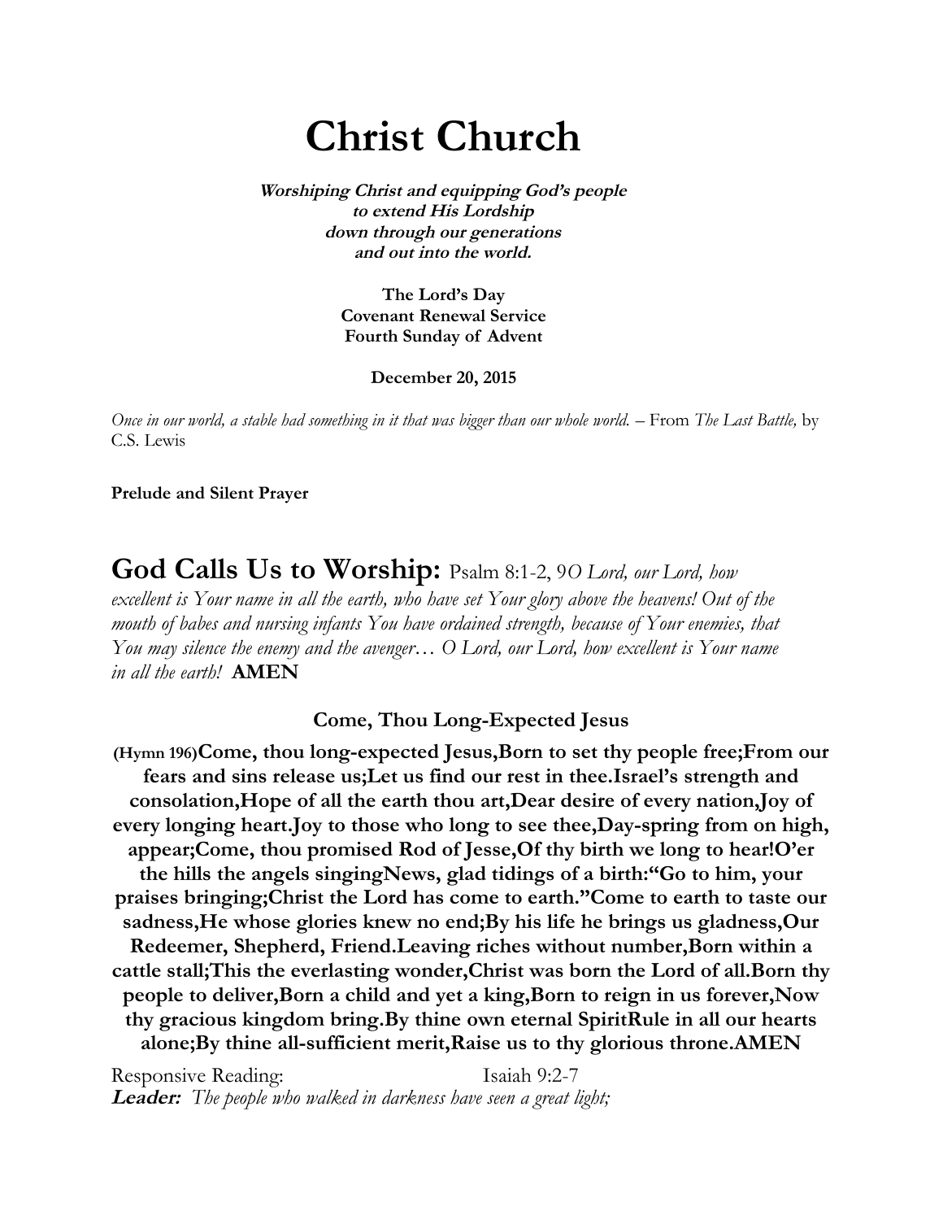# Christ Church

***Worshiping Christ and equipping God's people to extend His Lordship down through our generations and out into the world.***

**The Lord's Day**
**Covenant Renewal Service**
**Fourth Sunday of Advent**

**December 20, 2015**

*Once in our world, a stable had something in it that was bigger than our whole world.* – From *The Last Battle,* by C.S. Lewis

**Prelude and Silent Prayer**

## God Calls Us to Worship: Psalm 8:1-2, 9*O Lord, our Lord, how excellent is Your name in all the earth, who have set Your glory above the heavens! Out of the mouth of babes and nursing infants You have ordained strength, because of Your enemies, that You may silence the enemy and the avenger… O Lord, our Lord, how excellent is Your name in all the earth!* **AMEN**

### Come, Thou Long-Expected Jesus

(Hymn 196)**Come, thou long-expected Jesus,Born to set thy people free;From our fears and sins release us;Let us find our rest in thee.Israel's strength and consolation,Hope of all the earth thou art,Dear desire of every nation,Joy of every longing heart.Joy to those who long to see thee,Day-spring from on high, appear;Come, thou promised Rod of Jesse,Of thy birth we long to hear!O'er the hills the angels singingNews, glad tidings of a birth:"Go to him, your praises bringing;Christ the Lord has come to earth."Come to earth to taste our sadness,He whose glories knew no end;By his life he brings us gladness,Our Redeemer, Shepherd, Friend.Leaving riches without number,Born within a cattle stall;This the everlasting wonder,Christ was born the Lord of all.Born thy people to deliver,Born a child and yet a king,Born to reign in us forever,Now thy gracious kingdom bring.By thine own eternal SpiritRule in all our hearts alone;By thine all-sufficient merit,Raise us to thy glorious throne.AMEN**

Responsive Reading: Isaiah 9:2-7

**Leader:** *The people who walked in darkness have seen a great light;*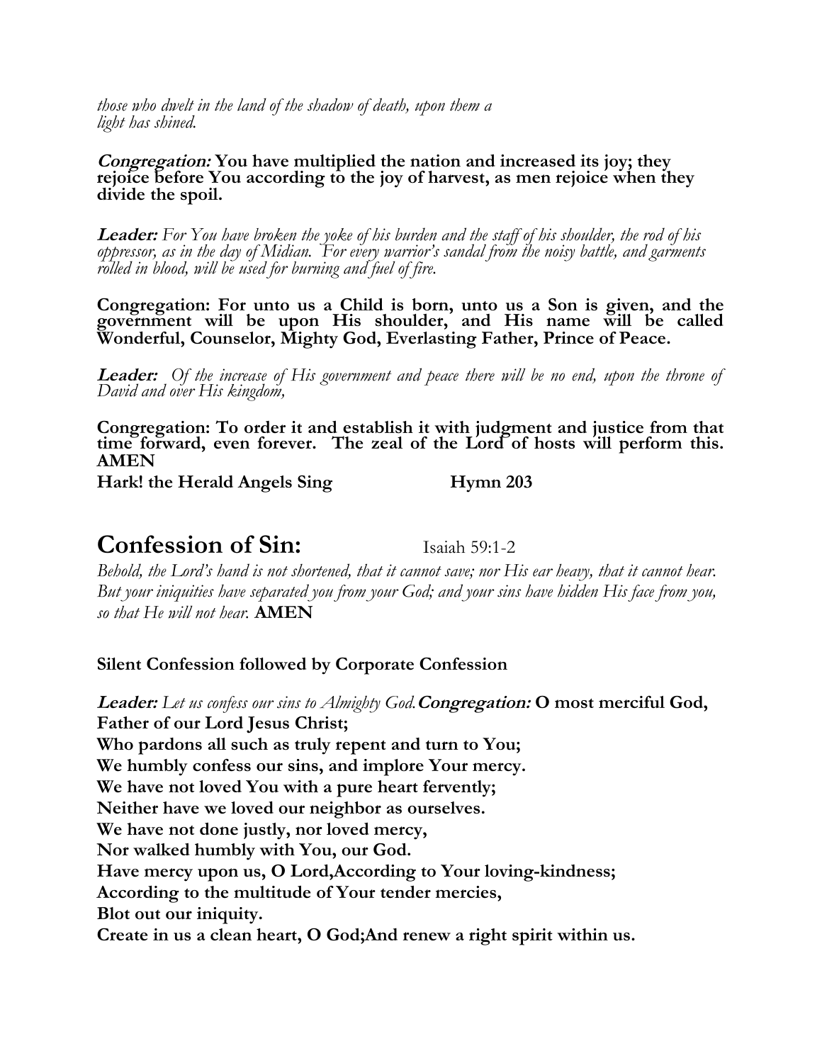*those who dwelt in the land of the shadow of death, upon them a light has shined.*

***Congregation:*** **You have multiplied the nation and increased its joy; they rejoice before You according to the joy of harvest, as men rejoice when they divide the spoil.**

***Leader:*** *For You have broken the yoke of his burden and the staff of his shoulder, the rod of his oppressor, as in the day of Midian. For every warrior's sandal from the noisy battle, and garments rolled in blood, will be used for burning and fuel of fire.*

**Congregation: For unto us a Child is born, unto us a Son is given, and the government will be upon His shoulder, and His name will be called Wonderful, Counselor, Mighty God, Everlasting Father, Prince of Peace.**

***Leader:*** *Of the increase of His government and peace there will be no end, upon the throne of David and over His kingdom,*

**Congregation: To order it and establish it with judgment and justice from that time forward, even forever. The zeal of the Lord of hosts will perform this. AMEN**

**Hark! the Herald Angels Sing Hymn 203**

# Confession of Sin: Isaiah 59:1-2

*Behold, the Lord's hand is not shortened, that it cannot save; nor His ear heavy, that it cannot hear. But your iniquities have separated you from your God; and your sins have hidden His face from you, so that He will not hear.* **AMEN**

**Silent Confession followed by Corporate Confession**

***Leader:*** *Let us confess our sins to Almighty God.* ***Congregation:*** **O most merciful God,**
**Father of our Lord Jesus Christ;**
**Who pardons all such as truly repent and turn to You;**
**We humbly confess our sins, and implore Your mercy.**
**We have not loved You with a pure heart fervently;**
**Neither have we loved our neighbor as ourselves.**
**We have not done justly, nor loved mercy,**
**Nor walked humbly with You, our God.**
**Have mercy upon us, O Lord, According to Your loving-kindness;**
**According to the multitude of Your tender mercies,**
**Blot out our iniquity.**
**Create in us a clean heart, O God; And renew a right spirit within us.**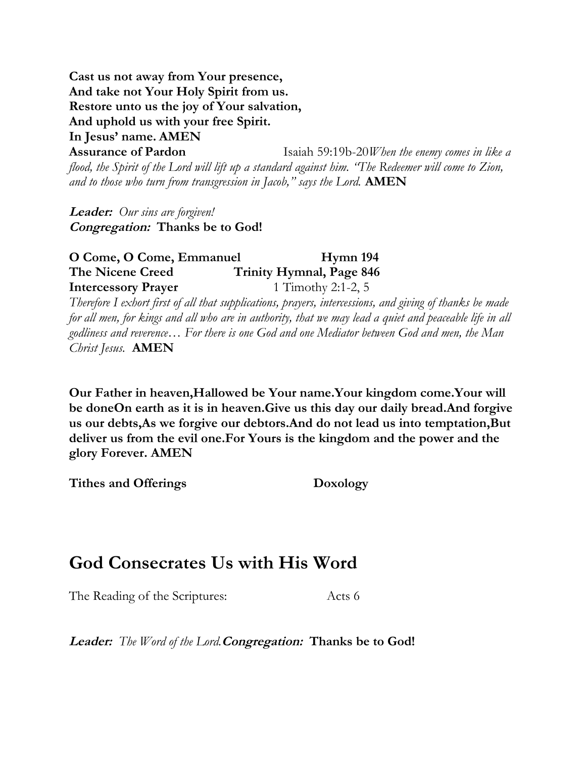**Cast us not away from Your presence,**
**And take not Your Holy Spirit from us.**
**Restore unto us the joy of Your salvation,**
**And uphold us with your free Spirit.**
**In Jesus' name. AMEN**

**Assurance of Pardon** Isaiah 59:19b-20*When the enemy comes in like a flood, the Spirit of the Lord will lift up a standard against him. "The Redeemer will come to Zion, and to those who turn from transgression in Jacob," says the Lord.* **AMEN**

***Leader:*** *Our sins are forgiven!*
***Congregation:*** **Thanks be to God!**

**O Come, O Come, Emmanuel** **Hymn 194**
**The Nicene Creed** **Trinity Hymnal, Page 846**
**Intercessory Prayer** 1 Timothy 2:1-2, 5
*Therefore I exhort first of all that supplications, prayers, intercessions, and giving of thanks be made for all men, for kings and all who are in authority, that we may lead a quiet and peaceable life in all godliness and reverence… For there is one God and one Mediator between God and men, the Man Christ Jesus.* **AMEN**

**Our Father in heaven,Hallowed be Your name.Your kingdom come.Your will be doneOn earth as it is in heaven.Give us this day our daily bread.And forgive us our debts,As we forgive our debtors.And do not lead us into temptation,But deliver us from the evil one.For Yours is the kingdom and the power and the glory Forever. AMEN**

**Tithes and Offerings** **Doxology**

# God Consecrates Us with His Word

The Reading of the Scriptures: Acts 6

***Leader:*** *The Word of the Lord.****Congregation:*** **Thanks be to God!**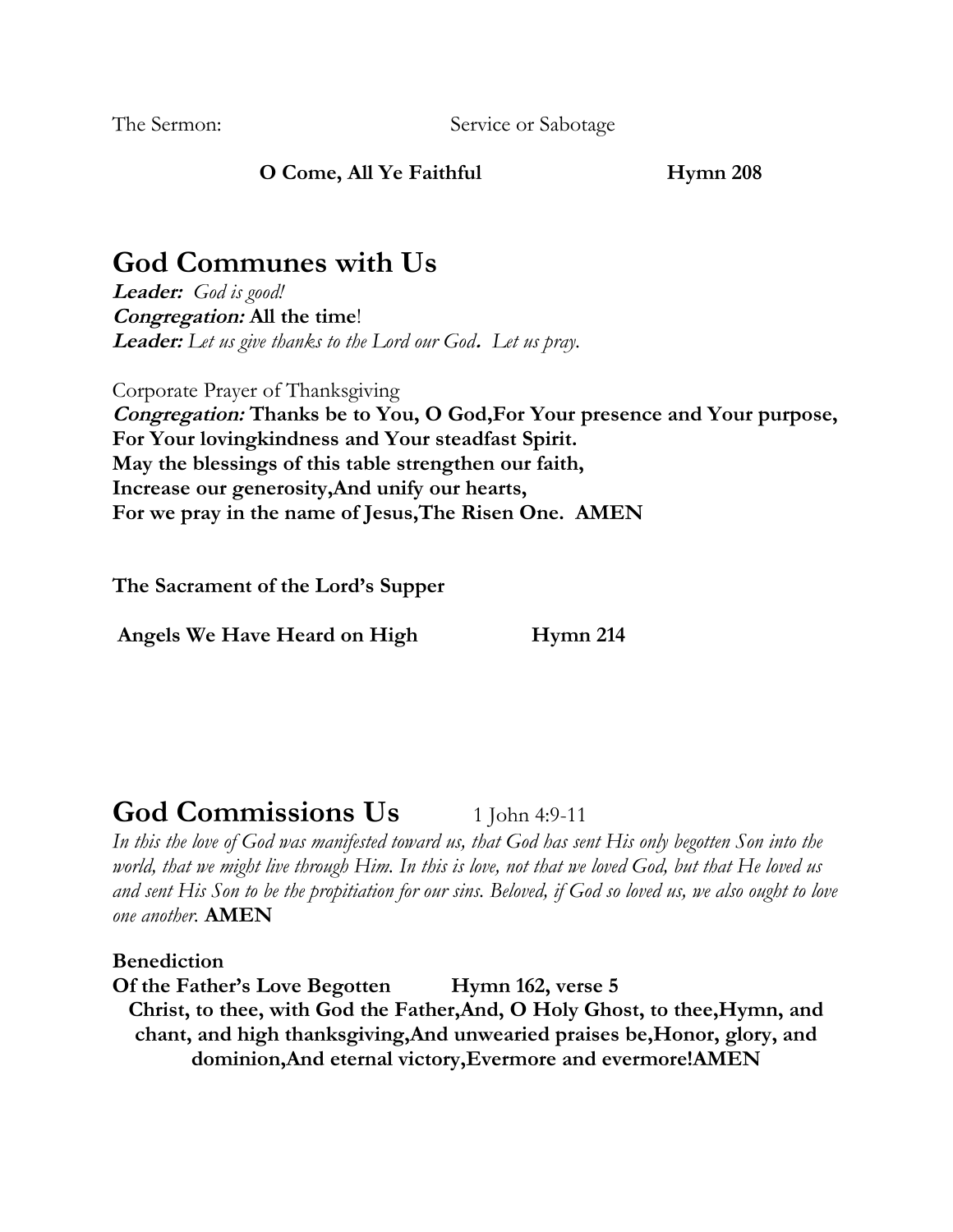The Sermon: Service or Sabotage

**O Come, All Ye Faithful Hymn 208**

## God Communes with Us

***Leader:*** *God is good!*
***Congregation:*** **All the time**!
***Leader:*** *Let us give thanks to the Lord our God***.** *Let us pray.*

Corporate Prayer of Thanksgiving
***Congregation:*** **Thanks be to You, O God,For Your presence and Your purpose,**
**For Your lovingkindness and Your steadfast Spirit.**
**May the blessings of this table strengthen our faith,**
**Increase our generosity,And unify our hearts,**
**For we pray in the name of Jesus,The Risen One. AMEN**

**The Sacrament of the Lord's Supper**

**Angels We Have Heard on High Hymn 214**

## God Commissions Us

1 John 4:9-11

*In this the love of God was manifested toward us, that God has sent His only begotten Son into the world, that we might live through Him. In this is love, not that we loved God, but that He loved us and sent His Son to be the propitiation for our sins. Beloved, if God so loved us, we also ought to love one another.* **AMEN**

**Benediction**
**Of the Father's Love Begotten Hymn 162, verse 5**
**Christ, to thee, with God the Father,And, O Holy Ghost, to thee,Hymn, and chant, and high thanksgiving,And unwearied praises be,Honor, glory, and dominion,And eternal victory,Evermore and evermore!AMEN**